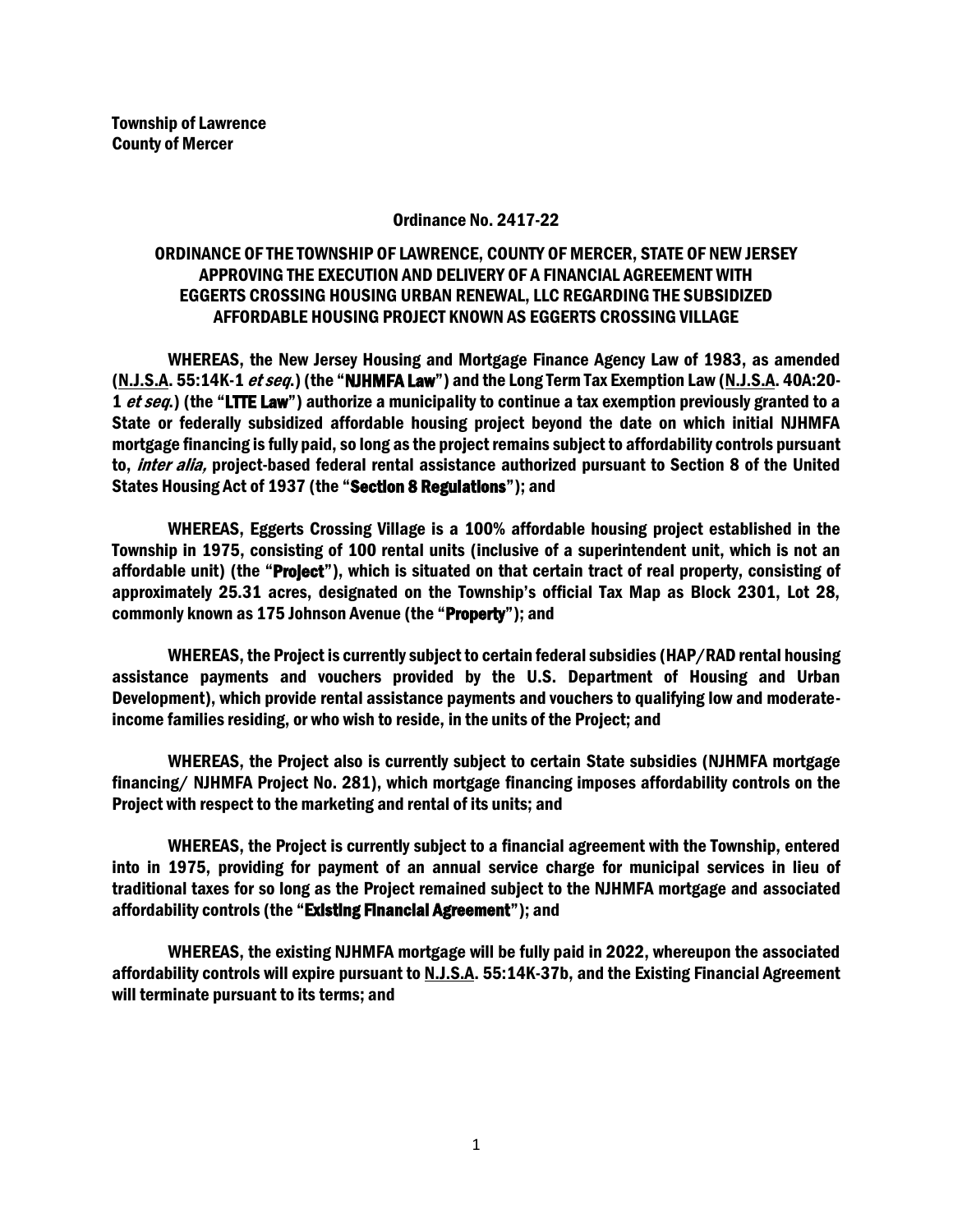**Township of Lawrence**
**County of Mercer**

**Ordinance No. 2417-22**

**ORDINANCE OF THE TOWNSHIP OF LAWRENCE, COUNTY OF MERCER, STATE OF NEW JERSEY APPROVING THE EXECUTION AND DELIVERY OF A FINANCIAL AGREEMENT WITH EGGERTS CROSSING HOUSING URBAN RENEWAL, LLC REGARDING THE SUBSIDIZED AFFORDABLE HOUSING PROJECT KNOWN AS EGGERTS CROSSING VILLAGE**

**WHEREAS, the New Jersey Housing and Mortgage Finance Agency Law of 1983, as amended (N.J.S.A. 55:14K-1 *et seq.*) (the "NJHMFA Law") and the Long Term Tax Exemption Law (N.J.S.A. 40A:20-1 *et seq.*) (the "LTTE Law") authorize a municipality to continue a tax exemption previously granted to a State or federally subsidized affordable housing project beyond the date on which initial NJHMFA mortgage financing is fully paid, so long as the project remains subject to affordability controls pursuant to, *inter alia,* project-based federal rental assistance authorized pursuant to Section 8 of the United States Housing Act of 1937 (the "Section 8 Regulations"); and**

**WHEREAS, Eggerts Crossing Village is a 100% affordable housing project established in the Township in 1975, consisting of 100 rental units (inclusive of a superintendent unit, which is not an affordable unit) (the "Project"), which is situated on that certain tract of real property, consisting of approximately 25.31 acres, designated on the Township's official Tax Map as Block 2301, Lot 28, commonly known as 175 Johnson Avenue (the "Property"); and**

**WHEREAS, the Project is currently subject to certain federal subsidies (HAP/RAD rental housing assistance payments and vouchers provided by the U.S. Department of Housing and Urban Development), which provide rental assistance payments and vouchers to qualifying low and moderate-income families residing, or who wish to reside, in the units of the Project; and**

**WHEREAS, the Project also is currently subject to certain State subsidies (NJHMFA mortgage financing/ NJHMFA Project No. 281), which mortgage financing imposes affordability controls on the Project with respect to the marketing and rental of its units; and**

**WHEREAS, the Project is currently subject to a financial agreement with the Township, entered into in 1975, providing for payment of an annual service charge for municipal services in lieu of traditional taxes for so long as the Project remained subject to the NJHMFA mortgage and associated affordability controls (the "Existing Financial Agreement"); and**

**WHEREAS, the existing NJHMFA mortgage will be fully paid in 2022, whereupon the associated affordability controls will expire pursuant to N.J.S.A. 55:14K-37b, and the Existing Financial Agreement will terminate pursuant to its terms; and**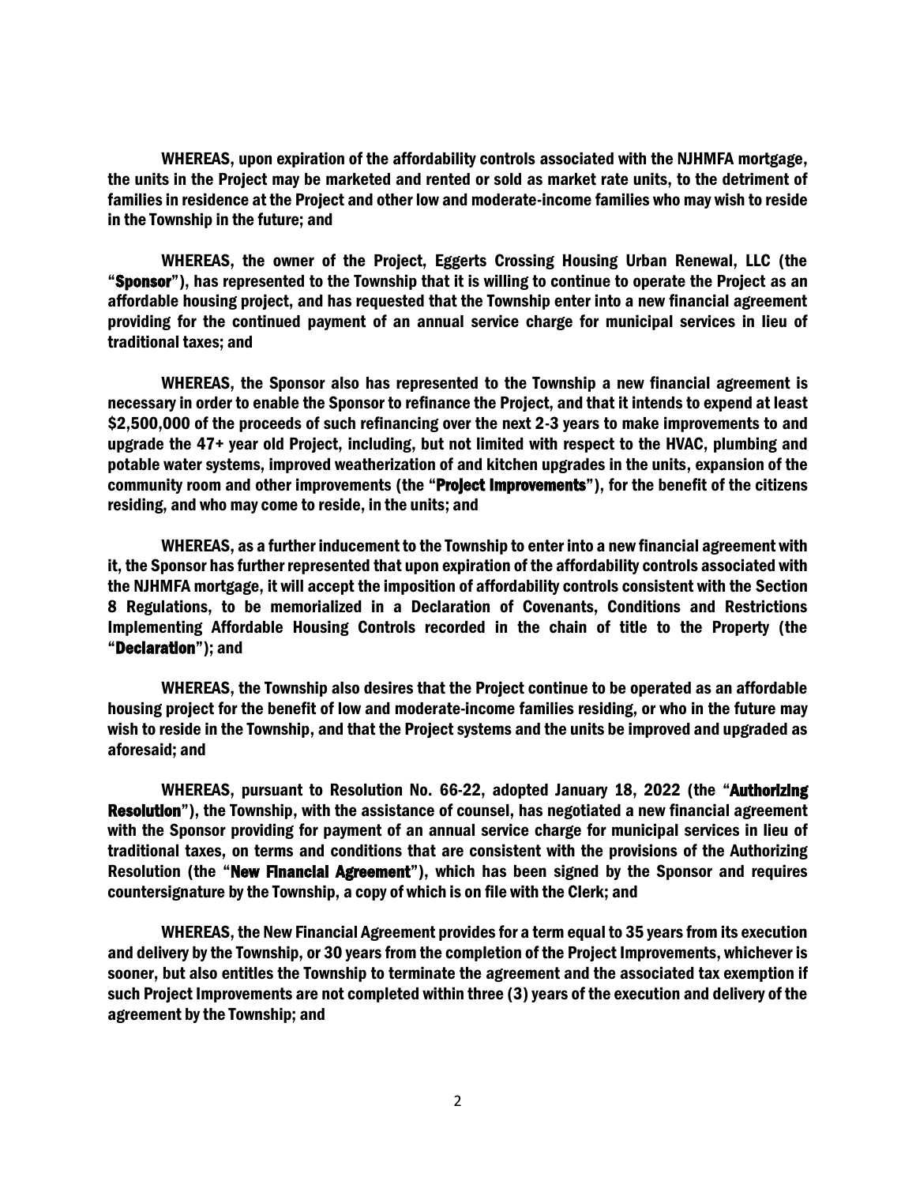**WHEREAS, upon expiration of the affordability controls associated with the NJHMFA mortgage, the units in the Project may be marketed and rented or sold as market rate units, to the detriment of families in residence at the Project and other low and moderate-income families who may wish to reside in the Township in the future; and**

**WHEREAS, the owner of the Project, Eggerts Crossing Housing Urban Renewal, LLC (the "Sponsor"), has represented to the Township that it is willing to continue to operate the Project as an affordable housing project, and has requested that the Township enter into a new financial agreement providing for the continued payment of an annual service charge for municipal services in lieu of traditional taxes; and**

**WHEREAS, the Sponsor also has represented to the Township a new financial agreement is necessary in order to enable the Sponsor to refinance the Project, and that it intends to expend at least $2,500,000 of the proceeds of such refinancing over the next 2-3 years to make improvements to and upgrade the 47+ year old Project, including, but not limited with respect to the HVAC, plumbing and potable water systems, improved weatherization of and kitchen upgrades in the units, expansion of the community room and other improvements (the "Project Improvements"), for the benefit of the citizens residing, and who may come to reside, in the units; and**

**WHEREAS, as a further inducement to the Township to enter into a new financial agreement with it, the Sponsor has further represented that upon expiration of the affordability controls associated with the NJHMFA mortgage, it will accept the imposition of affordability controls consistent with the Section 8 Regulations, to be memorialized in a Declaration of Covenants, Conditions and Restrictions Implementing Affordable Housing Controls recorded in the chain of title to the Property (the "Declaration"); and**

**WHEREAS, the Township also desires that the Project continue to be operated as an affordable housing project for the benefit of low and moderate-income families residing, or who in the future may wish to reside in the Township, and that the Project systems and the units be improved and upgraded as aforesaid; and**

**WHEREAS, pursuant to Resolution No. 66-22, adopted January 18, 2022 (the "Authorizing Resolution"), the Township, with the assistance of counsel, has negotiated a new financial agreement with the Sponsor providing for payment of an annual service charge for municipal services in lieu of traditional taxes, on terms and conditions that are consistent with the provisions of the Authorizing Resolution (the "New Financial Agreement"), which has been signed by the Sponsor and requires countersignature by the Township, a copy of which is on file with the Clerk; and**

**WHEREAS, the New Financial Agreement provides for a term equal to 35 years from its execution and delivery by the Township, or 30 years from the completion of the Project Improvements, whichever is sooner, but also entitles the Township to terminate the agreement and the associated tax exemption if such Project Improvements are not completed within three (3) years of the execution and delivery of the agreement by the Township; and**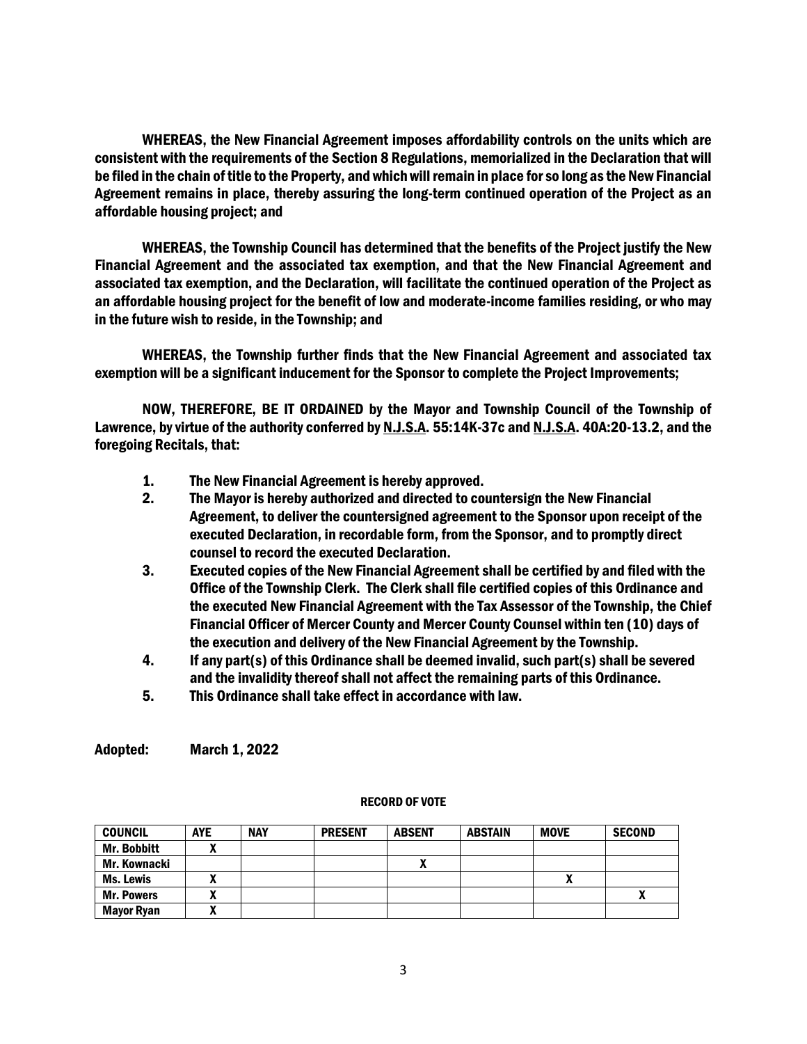**WHEREAS, the New Financial Agreement imposes affordability controls on the units which are consistent with the requirements of the Section 8 Regulations, memorialized in the Declaration that will be filed in the chain of title to the Property, and which will remain in place for so long as the New Financial Agreement remains in place, thereby assuring the long-term continued operation of the Project as an affordable housing project; and**

**WHEREAS, the Township Council has determined that the benefits of the Project justify the New Financial Agreement and the associated tax exemption, and that the New Financial Agreement and associated tax exemption, and the Declaration, will facilitate the continued operation of the Project as an affordable housing project for the benefit of low and moderate-income families residing, or who may in the future wish to reside, in the Township; and**

**WHEREAS, the Township further finds that the New Financial Agreement and associated tax exemption will be a significant inducement for the Sponsor to complete the Project Improvements;**

**NOW, THEREFORE, BE IT ORDAINED by the Mayor and Township Council of the Township of Lawrence, by virtue of the authority conferred by N.J.S.A. 55:14K-37c and N.J.S.A. 40A:20-13.2, and the foregoing Recitals, that:**

1. **The New Financial Agreement is hereby approved.**
2. **The Mayor is hereby authorized and directed to countersign the New Financial Agreement, to deliver the countersigned agreement to the Sponsor upon receipt of the executed Declaration, in recordable form, from the Sponsor, and to promptly direct counsel to record the executed Declaration.**
3. **Executed copies of the New Financial Agreement shall be certified by and filed with the Office of the Township Clerk. The Clerk shall file certified copies of this Ordinance and the executed New Financial Agreement with the Tax Assessor of the Township, the Chief Financial Officer of Mercer County and Mercer County Counsel within ten (10) days of the execution and delivery of the New Financial Agreement by the Township.**
4. **If any part(s) of this Ordinance shall be deemed invalid, such part(s) shall be severed and the invalidity thereof shall not affect the remaining parts of this Ordinance.**
5. **This Ordinance shall take effect in accordance with law.**

**Adopted: March 1, 2022**

**RECORD OF VOTE**

| COUNCIL | AYE | NAY | PRESENT | ABSENT | ABSTAIN | MOVE | SECOND |
|---|---|---|---|---|---|---|---|
| Mr. Bobbitt | X | | | | | | |
| Mr. Kownacki | | | | X | | | |
| Ms. Lewis | X | | | | | X | |
| Mr. Powers | X | | | | | | X |
| Mayor Ryan | X | | | | | | |